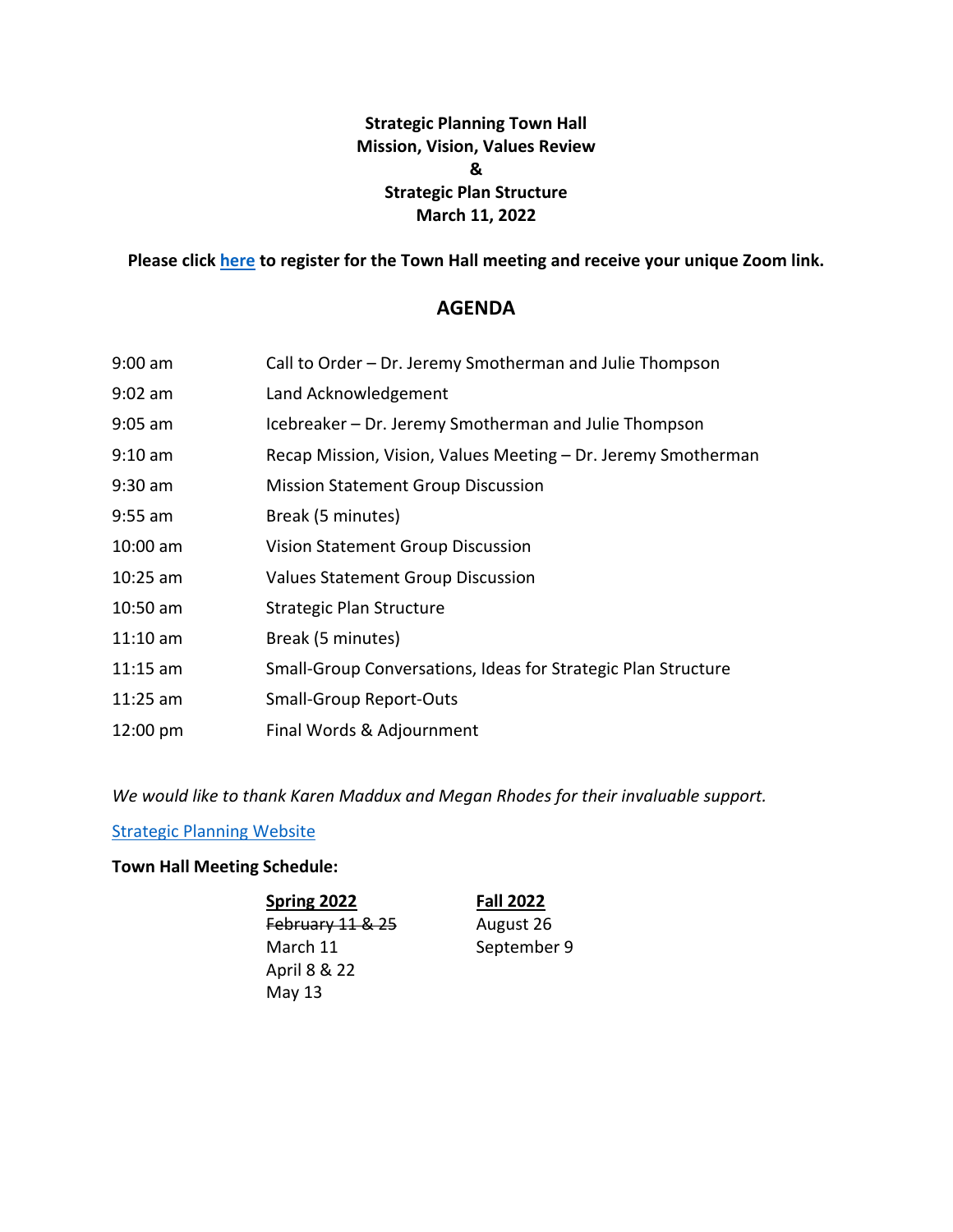**Strategic Planning Town Hall**
**Mission, Vision, Values Review**
**&**
**Strategic Plan Structure**
**March 11, 2022**

**Please click [here] to register for the Town Hall meeting and receive your unique Zoom link.**

## AGENDA

| | |
|---|---|
| 9:00 am | Call to Order – Dr. Jeremy Smotherman and Julie Thompson |
| 9:02 am | Land Acknowledgement |
| 9:05 am | Icebreaker – Dr. Jeremy Smotherman and Julie Thompson |
| 9:10 am | Recap Mission, Vision, Values Meeting – Dr. Jeremy Smotherman |
| 9:30 am | Mission Statement Group Discussion |
| 9:55 am | Break (5 minutes) |
| 10:00 am | Vision Statement Group Discussion |
| 10:25 am | Values Statement Group Discussion |
| 10:50 am | Strategic Plan Structure |
| 11:10 am | Break (5 minutes) |
| 11:15 am | Small-Group Conversations, Ideas for Strategic Plan Structure |
| 11:25 am | Small-Group Report-Outs |
| 12:00 pm | Final Words & Adjournment |

*We would like to thank Karen Maddux and Megan Rhodes for their invaluable support.*

Strategic Planning Website

**Town Hall Meeting Schedule:**

| Spring 2022 | Fall 2022 |
|---|---|
| ~~February 11 & 25~~ | August 26 |
| March 11 | September 9 |
| April 8 & 22 | |
| May 13 | |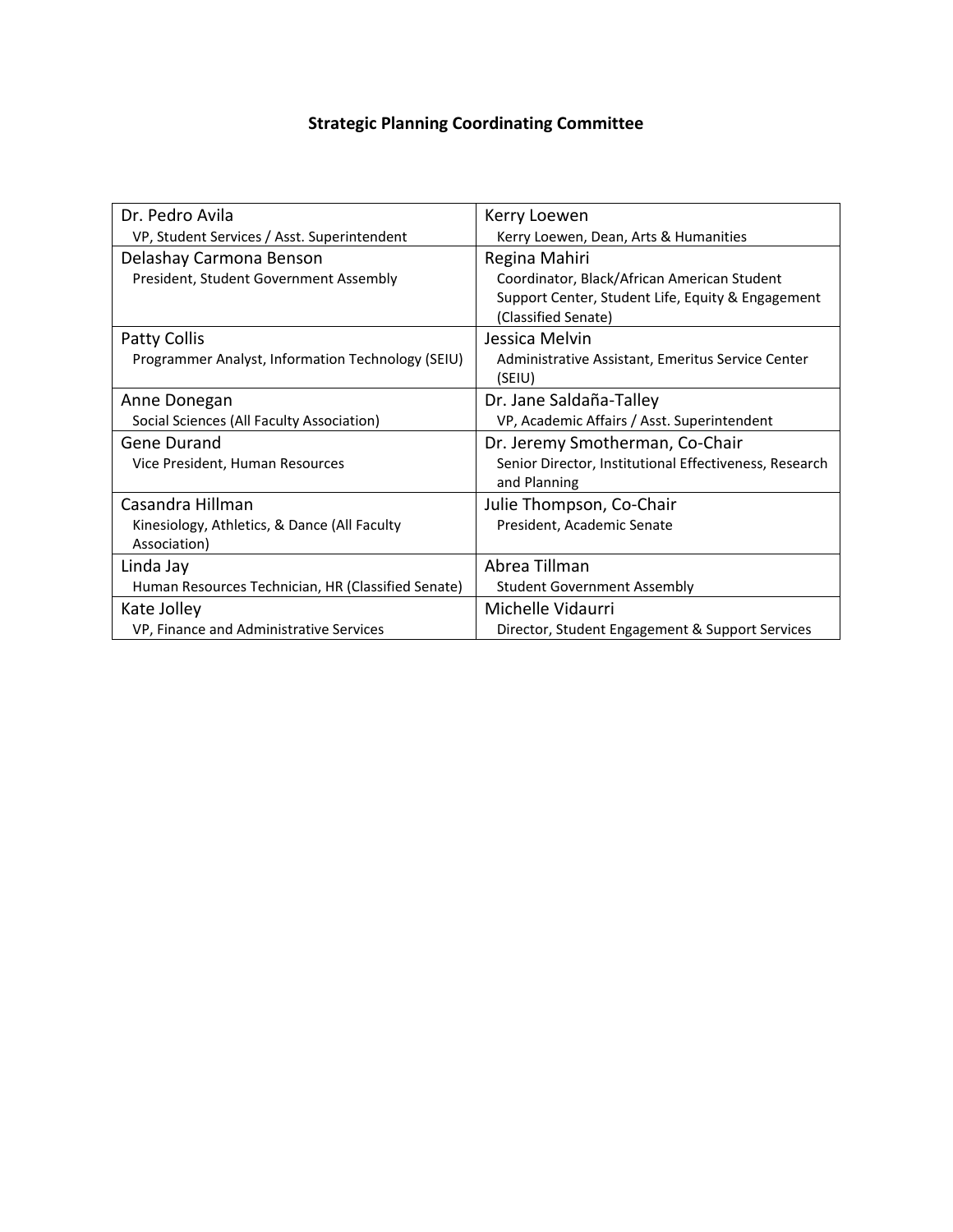**Strategic Planning Coordinating Committee**

| | |
|---|---|
| Dr. Pedro Avila<br>VP, Student Services / Asst. Superintendent | Kerry Loewen<br>Kerry Loewen, Dean, Arts & Humanities |
| Delashay Carmona Benson<br>President, Student Government Assembly | Regina Mahiri<br>Coordinator, Black/African American Student Support Center, Student Life, Equity & Engagement (Classified Senate) |
| Patty Collis<br>Programmer Analyst, Information Technology (SEIU) | Jessica Melvin<br>Administrative Assistant, Emeritus Service Center (SEIU) |
| Anne Donegan<br>Social Sciences (All Faculty Association) | Dr. Jane Saldaña-Talley<br>VP, Academic Affairs / Asst. Superintendent |
| Gene Durand<br>Vice President, Human Resources | Dr. Jeremy Smotherman, Co-Chair<br>Senior Director, Institutional Effectiveness, Research and Planning |
| Casandra Hillman<br>Kinesiology, Athletics, & Dance (All Faculty Association) | Julie Thompson, Co-Chair<br>President, Academic Senate |
| Linda Jay<br>Human Resources Technician, HR (Classified Senate) | Abrea Tillman<br>Student Government Assembly |
| Kate Jolley<br>VP, Finance and Administrative Services | Michelle Vidaurri<br>Director, Student Engagement & Support Services |